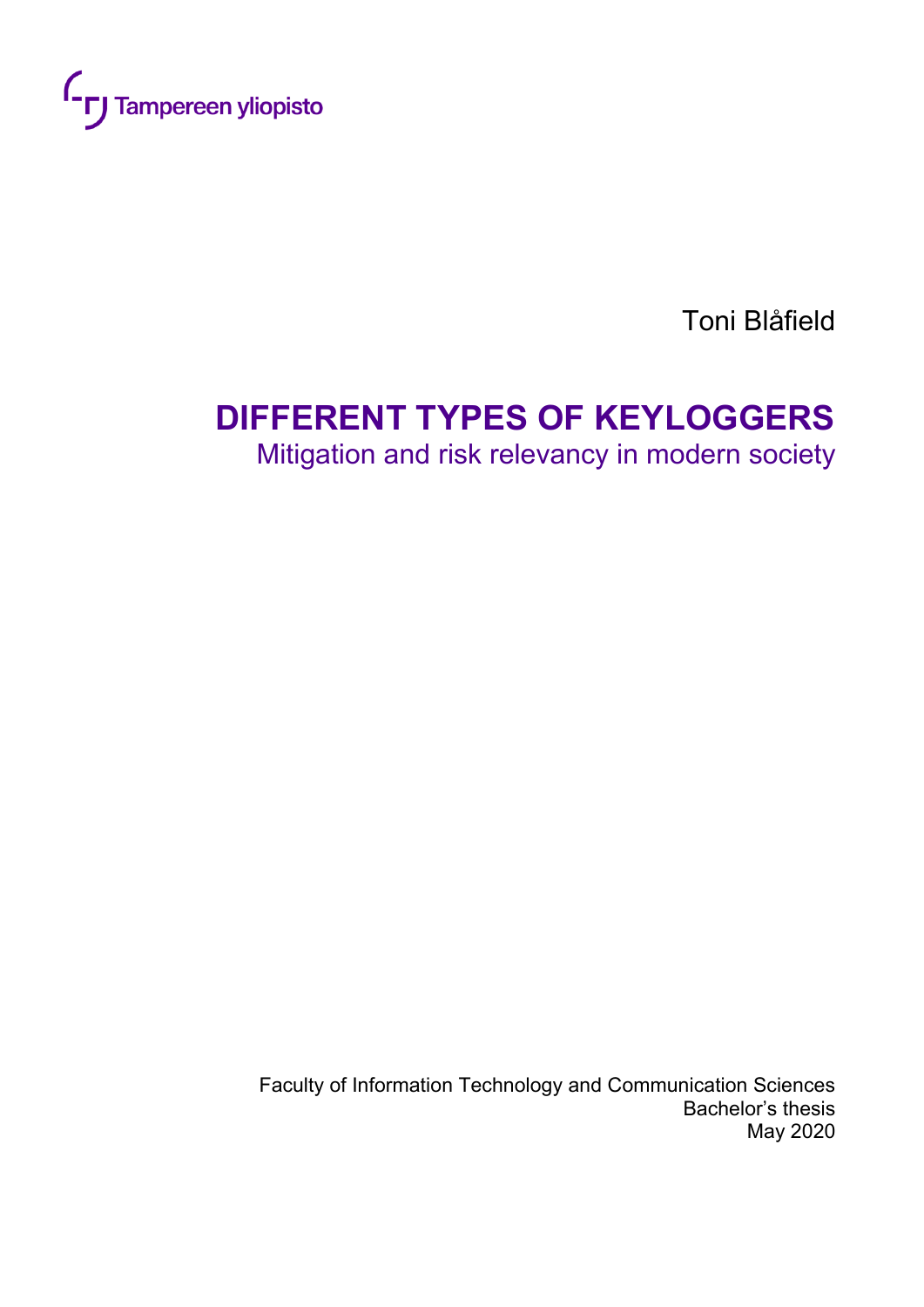Tampereen yliopisto

Toni Blåfield

# DIFFERENT TYPES OF KEYLOGGERS

## Mitigation and risk relevancy in modern society

Faculty of Information Technology and Communication Sciences
Bachelor's thesis
May 2020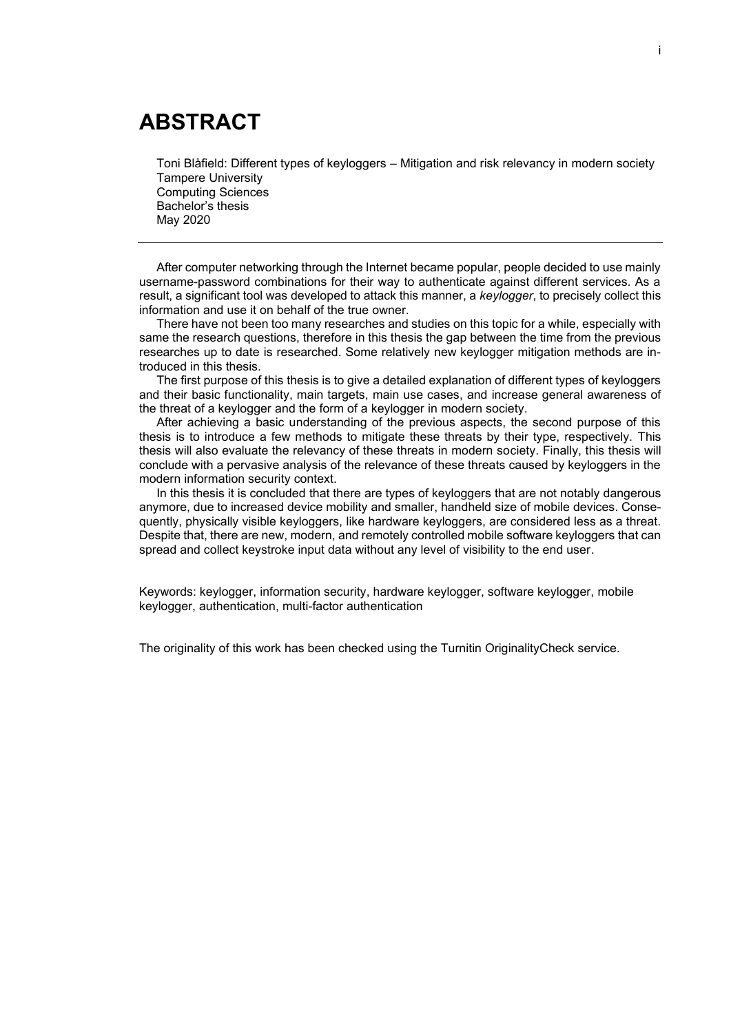# ABSTRACT

Toni Blåfield: Different types of keyloggers – Mitigation and risk relevancy in modern society
Tampere University
Computing Sciences
Bachelor's thesis
May 2020

---

After computer networking through the Internet became popular, people decided to use mainly username-password combinations for their way to authenticate against different services. As a result, a significant tool was developed to attack this manner, a *keylogger*, to precisely collect this information and use it on behalf of the true owner.

There have not been too many researches and studies on this topic for a while, especially with same the research questions, therefore in this thesis the gap between the time from the previous researches up to date is researched. Some relatively new keylogger mitigation methods are introduced in this thesis.

The first purpose of this thesis is to give a detailed explanation of different types of keyloggers and their basic functionality, main targets, main use cases, and increase general awareness of the threat of a keylogger and the form of a keylogger in modern society.

After achieving a basic understanding of the previous aspects, the second purpose of this thesis is to introduce a few methods to mitigate these threats by their type, respectively. This thesis will also evaluate the relevancy of these threats in modern society. Finally, this thesis will conclude with a pervasive analysis of the relevance of these threats caused by keyloggers in the modern information security context.

In this thesis it is concluded that there are types of keyloggers that are not notably dangerous anymore, due to increased device mobility and smaller, handheld size of mobile devices. Consequently, physically visible keyloggers, like hardware keyloggers, are considered less as a threat. Despite that, there are new, modern, and remotely controlled mobile software keyloggers that can spread and collect keystroke input data without any level of visibility to the end user.

Keywords: keylogger, information security, hardware keylogger, software keylogger, mobile keylogger, authentication, multi-factor authentication

The originality of this work has been checked using the Turnitin OriginalityCheck service.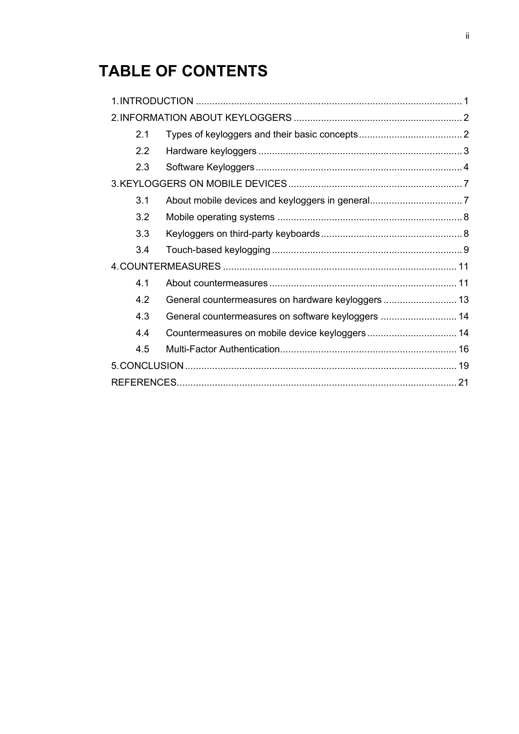# TABLE OF CONTENTS

1. INTRODUCTION .......... 1
2. INFORMATION ABOUT KEYLOGGERS .......... 2
    - 2.1 Types of keyloggers and their basic concepts .......... 2
    - 2.2 Hardware keyloggers .......... 3
    - 2.3 Software Keyloggers .......... 4
3. KEYLOGGERS ON MOBILE DEVICES .......... 7
    - 3.1 About mobile devices and keyloggers in general .......... 7
    - 3.2 Mobile operating systems .......... 8
    - 3.3 Keyloggers on third-party keyboards .......... 8
    - 3.4 Touch-based keylogging .......... 9
4. COUNTERMEASURES .......... 11
    - 4.1 About countermeasures .......... 11
    - 4.2 General countermeasures on hardware keyloggers .......... 13
    - 4.3 General countermeasures on software keyloggers .......... 14
    - 4.4 Countermeasures on mobile device keyloggers .......... 14
    - 4.5 Multi-Factor Authentication .......... 16
5. CONCLUSION .......... 19

REFERENCES .......... 21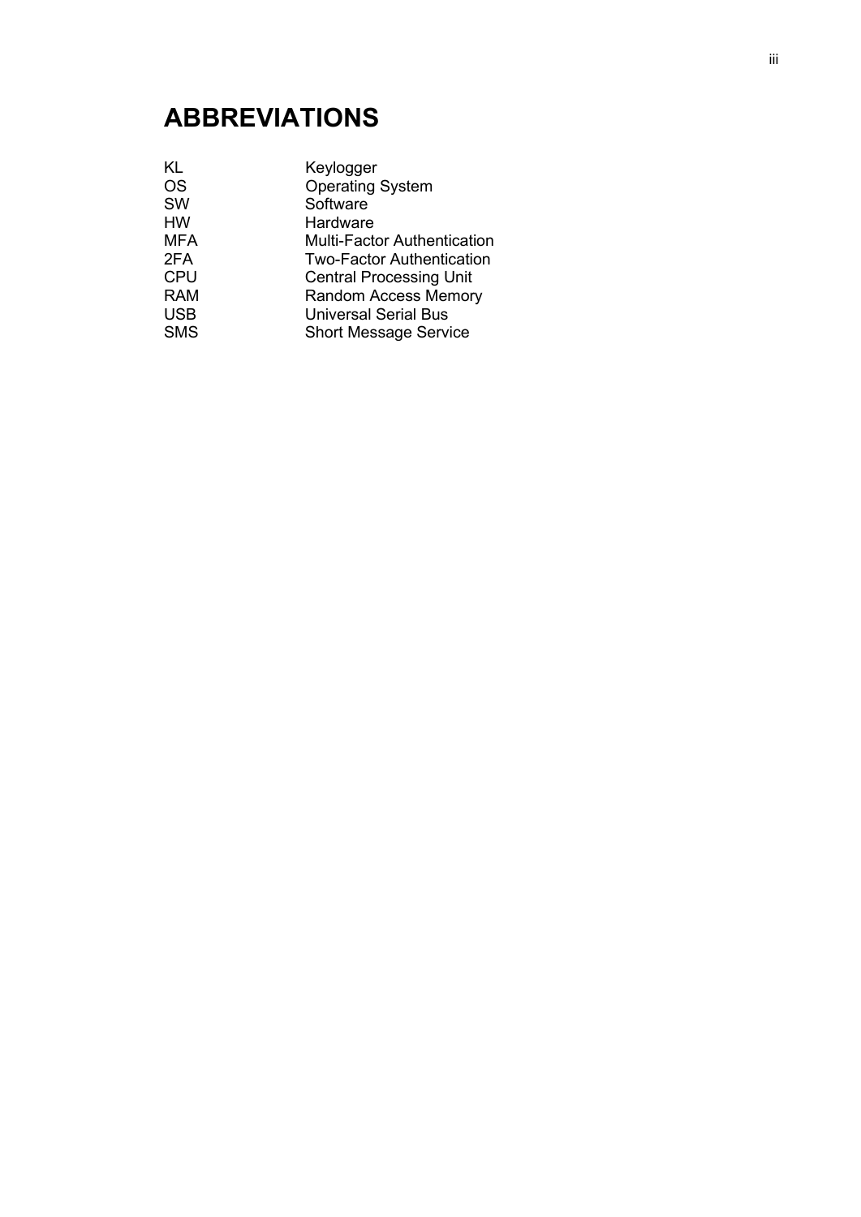# ABBREVIATIONS

| | |
|---|---|
| KL | Keylogger |
| OS | Operating System |
| SW | Software |
| HW | Hardware |
| MFA | Multi-Factor Authentication |
| 2FA | Two-Factor Authentication |
| CPU | Central Processing Unit |
| RAM | Random Access Memory |
| USB | Universal Serial Bus |
| SMS | Short Message Service |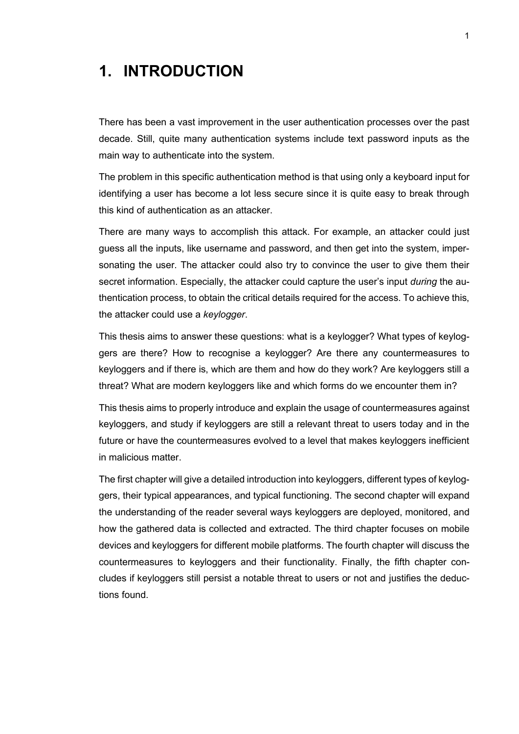# 1. INTRODUCTION

There has been a vast improvement in the user authentication processes over the past decade. Still, quite many authentication systems include text password inputs as the main way to authenticate into the system.

The problem in this specific authentication method is that using only a keyboard input for identifying a user has become a lot less secure since it is quite easy to break through this kind of authentication as an attacker.

There are many ways to accomplish this attack. For example, an attacker could just guess all the inputs, like username and password, and then get into the system, impersonating the user. The attacker could also try to convince the user to give them their secret information. Especially, the attacker could capture the user's input *during* the authentication process, to obtain the critical details required for the access. To achieve this, the attacker could use a *keylogger*.

This thesis aims to answer these questions: what is a keylogger? What types of keyloggers are there? How to recognise a keylogger? Are there any countermeasures to keyloggers and if there is, which are them and how do they work? Are keyloggers still a threat? What are modern keyloggers like and which forms do we encounter them in?

This thesis aims to properly introduce and explain the usage of countermeasures against keyloggers, and study if keyloggers are still a relevant threat to users today and in the future or have the countermeasures evolved to a level that makes keyloggers inefficient in malicious matter.

The first chapter will give a detailed introduction into keyloggers, different types of keyloggers, their typical appearances, and typical functioning. The second chapter will expand the understanding of the reader several ways keyloggers are deployed, monitored, and how the gathered data is collected and extracted. The third chapter focuses on mobile devices and keyloggers for different mobile platforms. The fourth chapter will discuss the countermeasures to keyloggers and their functionality. Finally, the fifth chapter concludes if keyloggers still persist a notable threat to users or not and justifies the deductions found.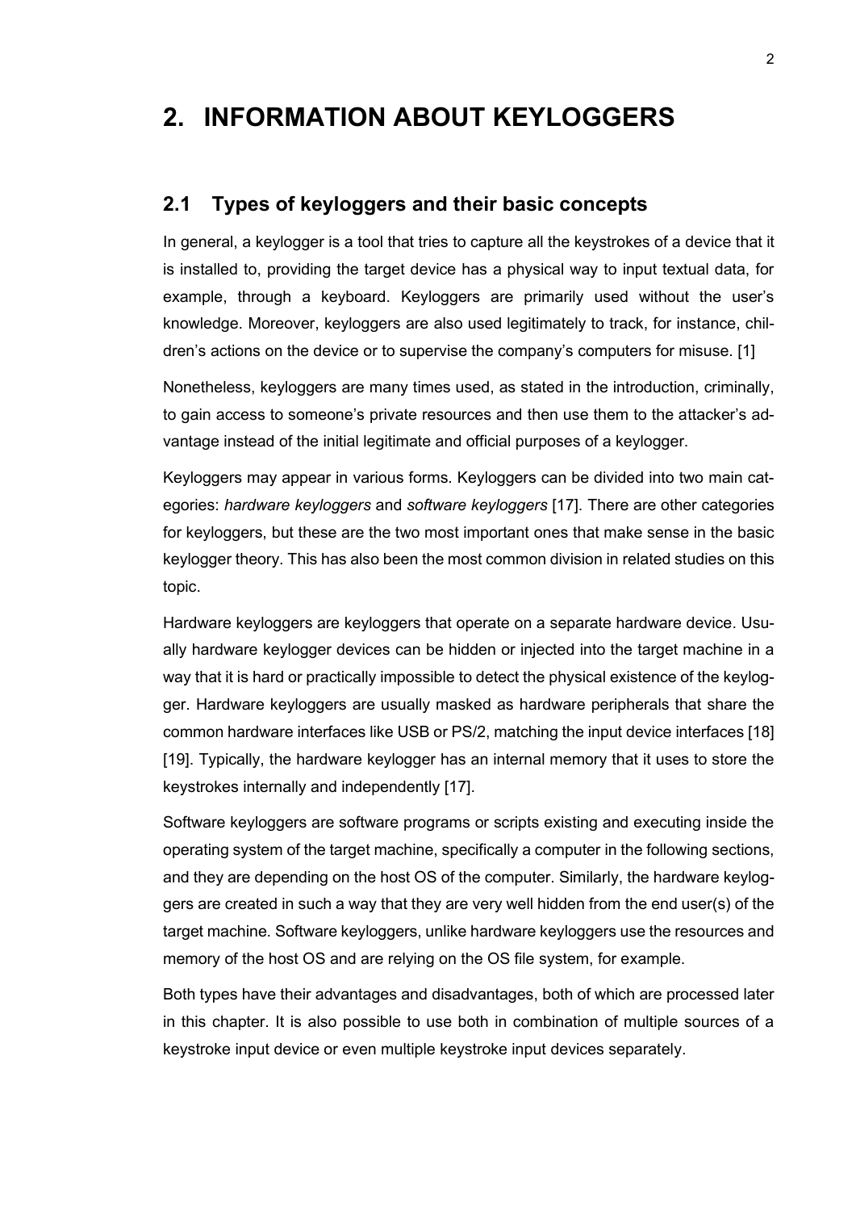# 2. INFORMATION ABOUT KEYLOGGERS

## 2.1 Types of keyloggers and their basic concepts

In general, a keylogger is a tool that tries to capture all the keystrokes of a device that it is installed to, providing the target device has a physical way to input textual data, for example, through a keyboard. Keyloggers are primarily used without the user's knowledge. Moreover, keyloggers are also used legitimately to track, for instance, children's actions on the device or to supervise the company's computers for misuse. [1]

Nonetheless, keyloggers are many times used, as stated in the introduction, criminally, to gain access to someone's private resources and then use them to the attacker's advantage instead of the initial legitimate and official purposes of a keylogger.

Keyloggers may appear in various forms. Keyloggers can be divided into two main categories: *hardware keyloggers* and *software keyloggers* [17]. There are other categories for keyloggers, but these are the two most important ones that make sense in the basic keylogger theory. This has also been the most common division in related studies on this topic.

Hardware keyloggers are keyloggers that operate on a separate hardware device. Usually hardware keylogger devices can be hidden or injected into the target machine in a way that it is hard or practically impossible to detect the physical existence of the keylogger. Hardware keyloggers are usually masked as hardware peripherals that share the common hardware interfaces like USB or PS/2, matching the input device interfaces [18] [19]. Typically, the hardware keylogger has an internal memory that it uses to store the keystrokes internally and independently [17].

Software keyloggers are software programs or scripts existing and executing inside the operating system of the target machine, specifically a computer in the following sections, and they are depending on the host OS of the computer. Similarly, the hardware keyloggers are created in such a way that they are very well hidden from the end user(s) of the target machine. Software keyloggers, unlike hardware keyloggers use the resources and memory of the host OS and are relying on the OS file system, for example.

Both types have their advantages and disadvantages, both of which are processed later in this chapter. It is also possible to use both in combination of multiple sources of a keystroke input device or even multiple keystroke input devices separately.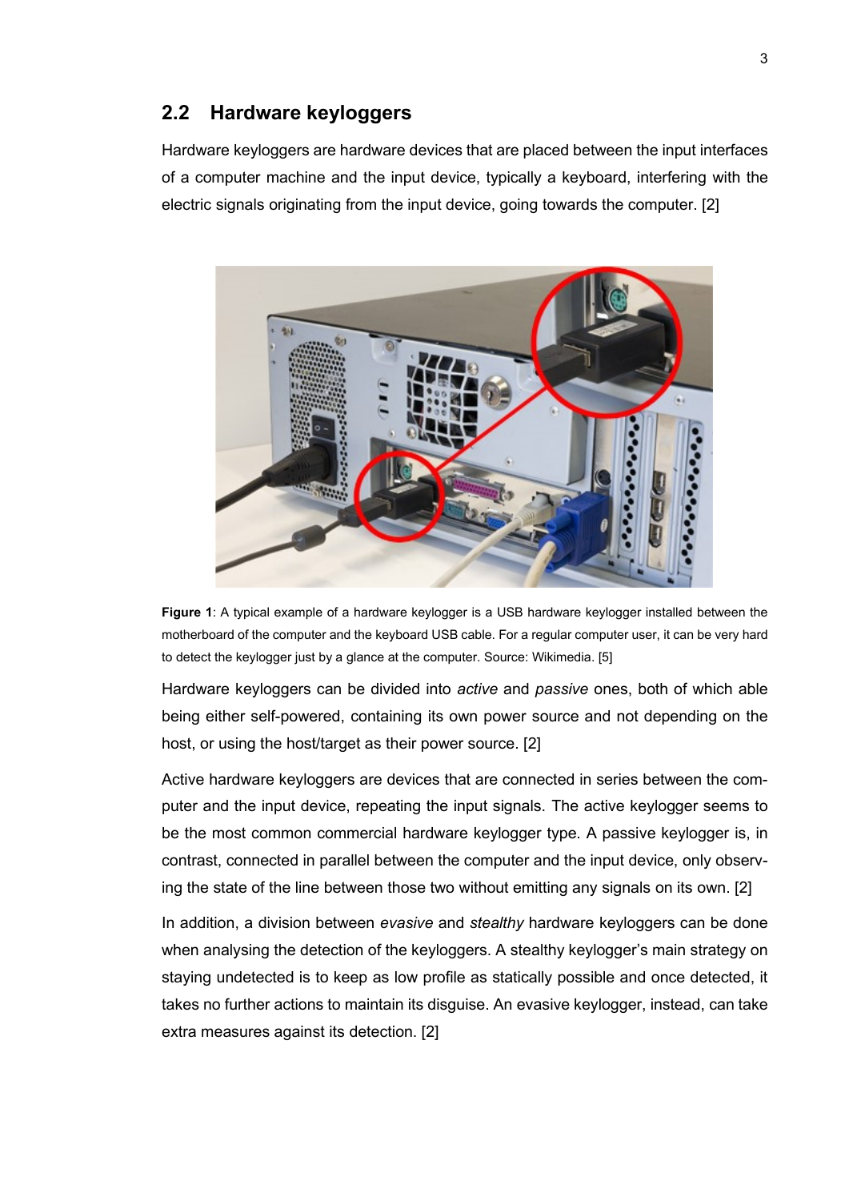## 2.2 Hardware keyloggers

Hardware keyloggers are hardware devices that are placed between the input interfaces of a computer machine and the input device, typically a keyboard, interfering with the electric signals originating from the input device, going towards the computer. [2]

**Figure 1**: A typical example of a hardware keylogger is a USB hardware keylogger installed between the motherboard of the computer and the keyboard USB cable. For a regular computer user, it can be very hard to detect the keylogger just by a glance at the computer. Source: Wikimedia. [5]

Hardware keyloggers can be divided into *active* and *passive* ones, both of which able being either self-powered, containing its own power source and not depending on the host, or using the host/target as their power source. [2]

Active hardware keyloggers are devices that are connected in series between the computer and the input device, repeating the input signals. The active keylogger seems to be the most common commercial hardware keylogger type. A passive keylogger is, in contrast, connected in parallel between the computer and the input device, only observing the state of the line between those two without emitting any signals on its own. [2]

In addition, a division between *evasive* and *stealthy* hardware keyloggers can be done when analysing the detection of the keyloggers. A stealthy keylogger's main strategy on staying undetected is to keep as low profile as statically possible and once detected, it takes no further actions to maintain its disguise. An evasive keylogger, instead, can take extra measures against its detection. [2]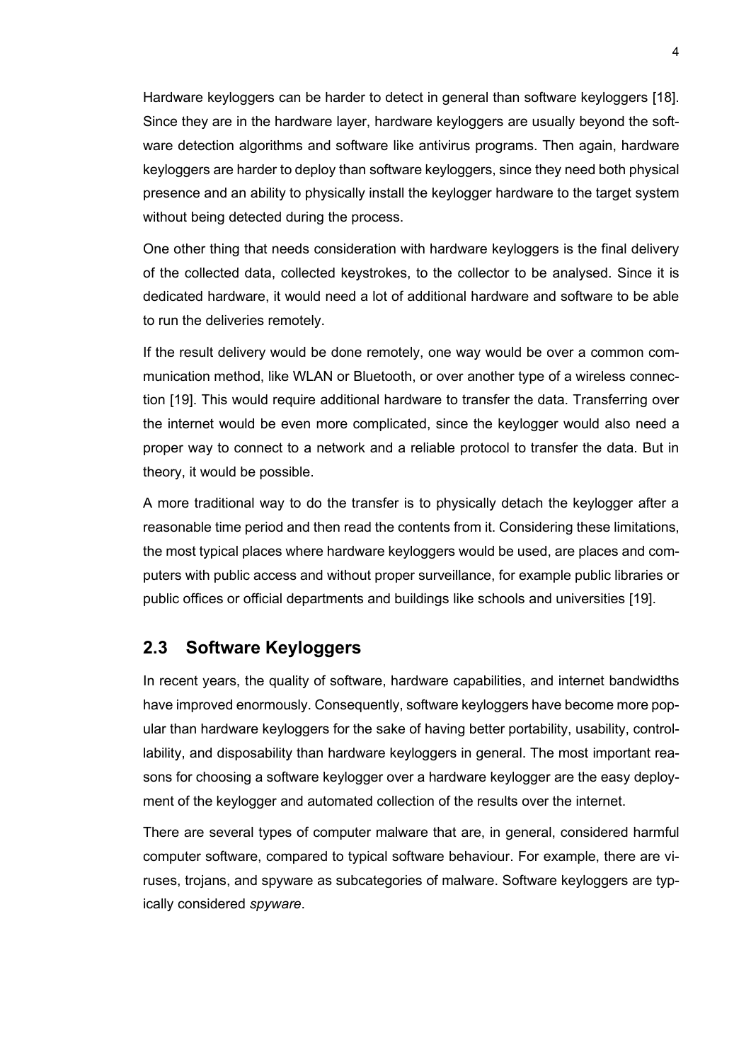Hardware keyloggers can be harder to detect in general than software keyloggers [18]. Since they are in the hardware layer, hardware keyloggers are usually beyond the software detection algorithms and software like antivirus programs. Then again, hardware keyloggers are harder to deploy than software keyloggers, since they need both physical presence and an ability to physically install the keylogger hardware to the target system without being detected during the process.

One other thing that needs consideration with hardware keyloggers is the final delivery of the collected data, collected keystrokes, to the collector to be analysed. Since it is dedicated hardware, it would need a lot of additional hardware and software to be able to run the deliveries remotely.

If the result delivery would be done remotely, one way would be over a common communication method, like WLAN or Bluetooth, or over another type of a wireless connection [19]. This would require additional hardware to transfer the data. Transferring over the internet would be even more complicated, since the keylogger would also need a proper way to connect to a network and a reliable protocol to transfer the data. But in theory, it would be possible.

A more traditional way to do the transfer is to physically detach the keylogger after a reasonable time period and then read the contents from it. Considering these limitations, the most typical places where hardware keyloggers would be used, are places and computers with public access and without proper surveillance, for example public libraries or public offices or official departments and buildings like schools and universities [19].

## 2.3 Software Keyloggers

In recent years, the quality of software, hardware capabilities, and internet bandwidths have improved enormously. Consequently, software keyloggers have become more popular than hardware keyloggers for the sake of having better portability, usability, controllability, and disposability than hardware keyloggers in general. The most important reasons for choosing a software keylogger over a hardware keylogger are the easy deployment of the keylogger and automated collection of the results over the internet.

There are several types of computer malware that are, in general, considered harmful computer software, compared to typical software behaviour. For example, there are viruses, trojans, and spyware as subcategories of malware. Software keyloggers are typically considered *spyware*.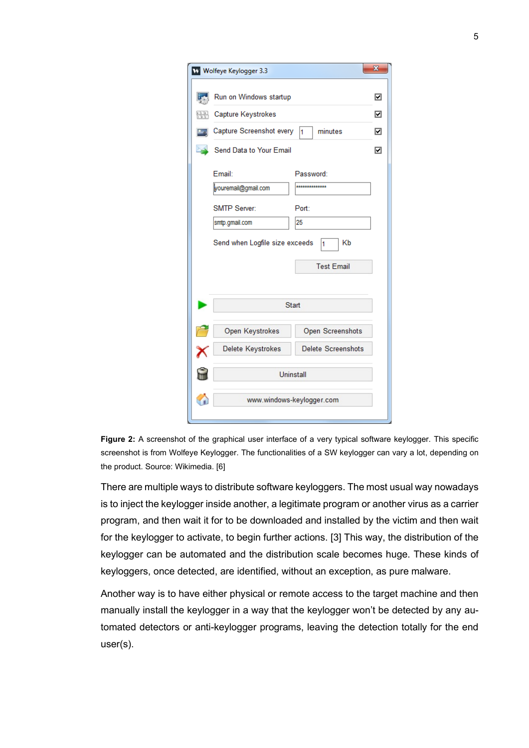**Figure 2:** A screenshot of the graphical user interface of a very typical software keylogger. This specific screenshot is from Wolfeye Keylogger. The functionalities of a SW keylogger can vary a lot, depending on the product. Source: Wikimedia. [6]

There are multiple ways to distribute software keyloggers. The most usual way nowadays is to inject the keylogger inside another, a legitimate program or another virus as a carrier program, and then wait it for to be downloaded and installed by the victim and then wait for the keylogger to activate, to begin further actions. [3] This way, the distribution of the keylogger can be automated and the distribution scale becomes huge. These kinds of keyloggers, once detected, are identified, without an exception, as pure malware.

Another way is to have either physical or remote access to the target machine and then manually install the keylogger in a way that the keylogger won't be detected by any automated detectors or anti-keylogger programs, leaving the detection totally for the end user(s).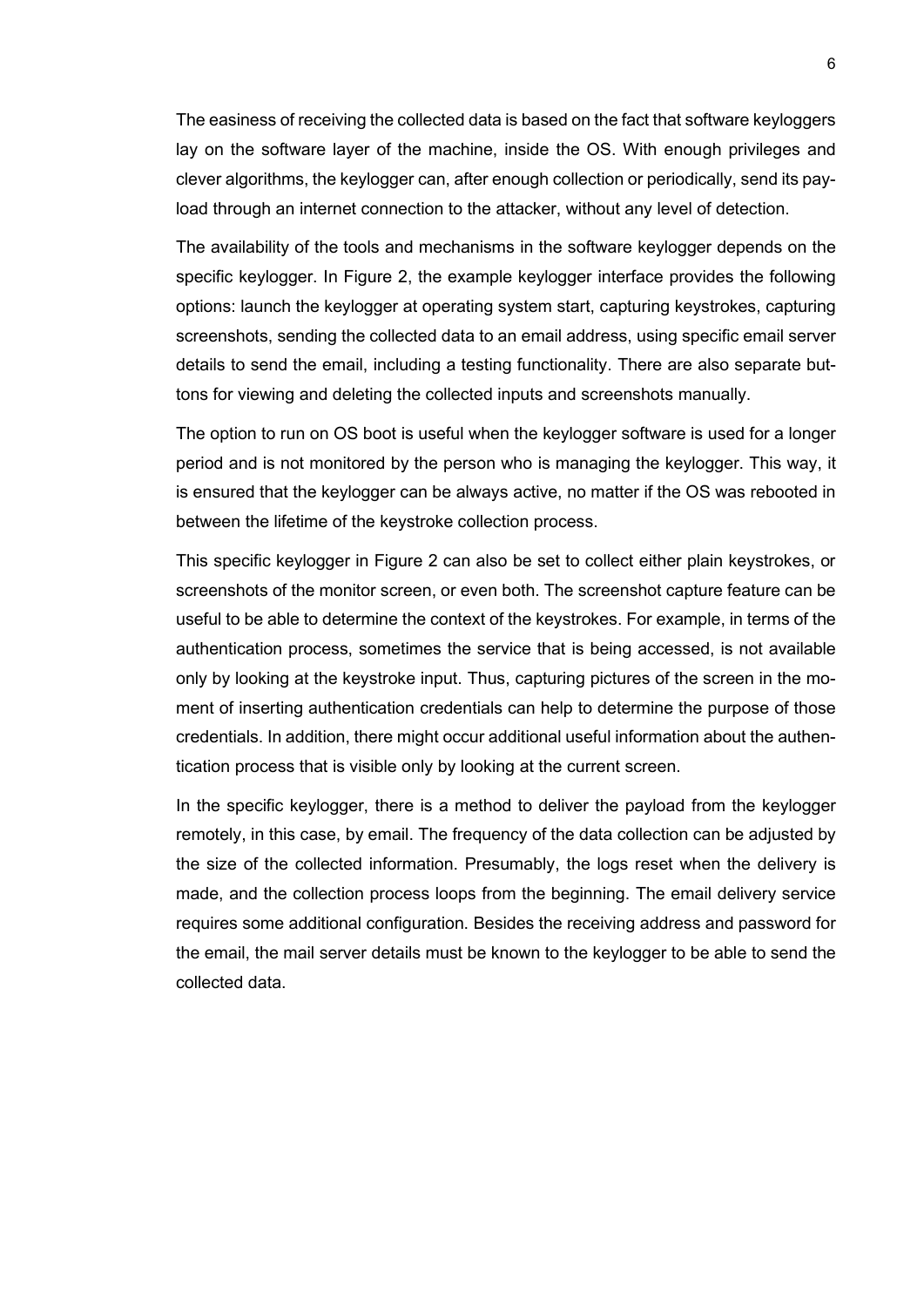The easiness of receiving the collected data is based on the fact that software keyloggers lay on the software layer of the machine, inside the OS. With enough privileges and clever algorithms, the keylogger can, after enough collection or periodically, send its payload through an internet connection to the attacker, without any level of detection.

The availability of the tools and mechanisms in the software keylogger depends on the specific keylogger. In Figure 2, the example keylogger interface provides the following options: launch the keylogger at operating system start, capturing keystrokes, capturing screenshots, sending the collected data to an email address, using specific email server details to send the email, including a testing functionality. There are also separate buttons for viewing and deleting the collected inputs and screenshots manually.

The option to run on OS boot is useful when the keylogger software is used for a longer period and is not monitored by the person who is managing the keylogger. This way, it is ensured that the keylogger can be always active, no matter if the OS was rebooted in between the lifetime of the keystroke collection process.

This specific keylogger in Figure 2 can also be set to collect either plain keystrokes, or screenshots of the monitor screen, or even both. The screenshot capture feature can be useful to be able to determine the context of the keystrokes. For example, in terms of the authentication process, sometimes the service that is being accessed, is not available only by looking at the keystroke input. Thus, capturing pictures of the screen in the moment of inserting authentication credentials can help to determine the purpose of those credentials. In addition, there might occur additional useful information about the authentication process that is visible only by looking at the current screen.

In the specific keylogger, there is a method to deliver the payload from the keylogger remotely, in this case, by email. The frequency of the data collection can be adjusted by the size of the collected information. Presumably, the logs reset when the delivery is made, and the collection process loops from the beginning. The email delivery service requires some additional configuration. Besides the receiving address and password for the email, the mail server details must be known to the keylogger to be able to send the collected data.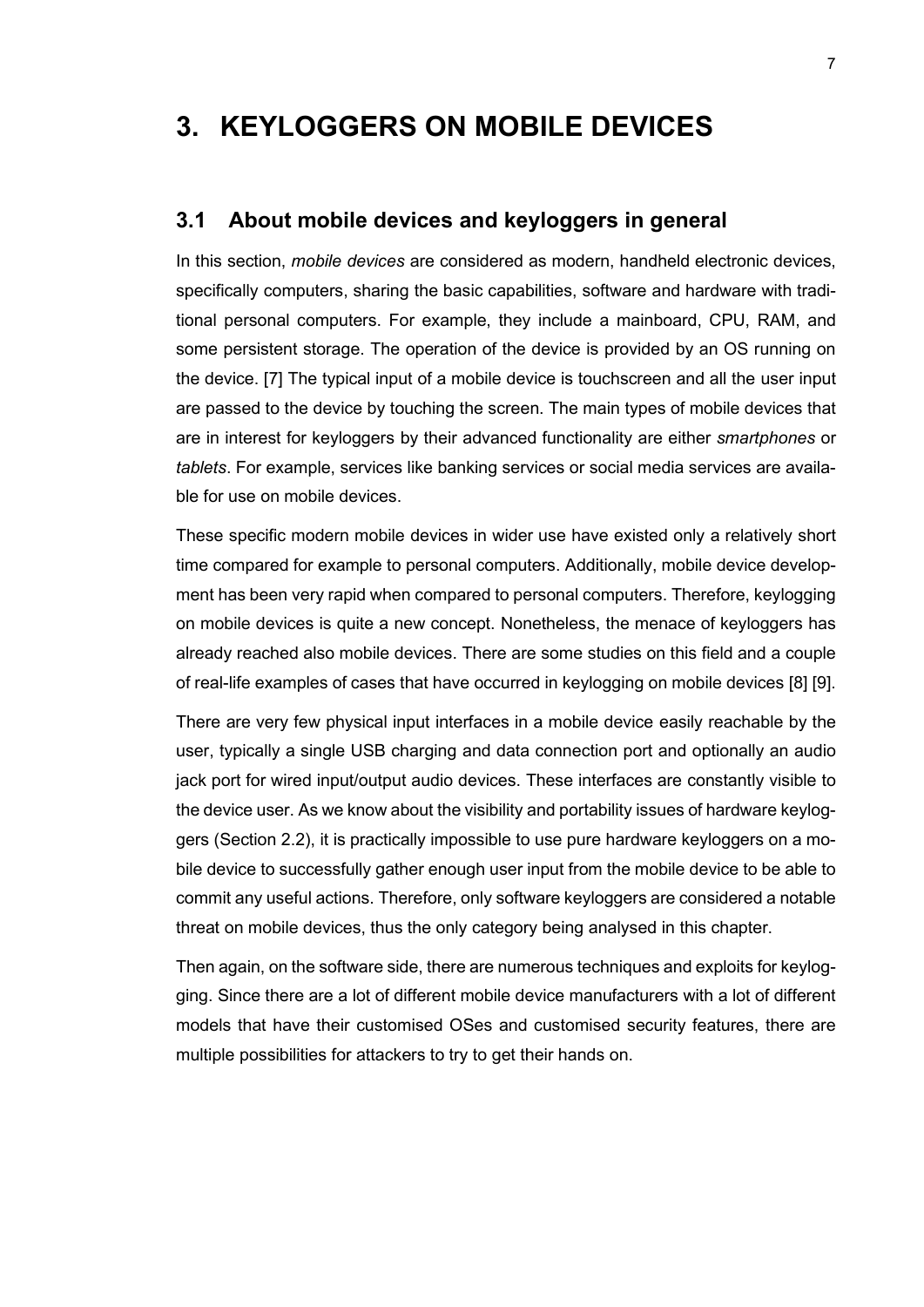# 3. KEYLOGGERS ON MOBILE DEVICES

## 3.1 About mobile devices and keyloggers in general

In this section, *mobile devices* are considered as modern, handheld electronic devices, specifically computers, sharing the basic capabilities, software and hardware with traditional personal computers. For example, they include a mainboard, CPU, RAM, and some persistent storage. The operation of the device is provided by an OS running on the device. [7] The typical input of a mobile device is touchscreen and all the user input are passed to the device by touching the screen. The main types of mobile devices that are in interest for keyloggers by their advanced functionality are either *smartphones* or *tablets*. For example, services like banking services or social media services are available for use on mobile devices.

These specific modern mobile devices in wider use have existed only a relatively short time compared for example to personal computers. Additionally, mobile device development has been very rapid when compared to personal computers. Therefore, keylogging on mobile devices is quite a new concept. Nonetheless, the menace of keyloggers has already reached also mobile devices. There are some studies on this field and a couple of real-life examples of cases that have occurred in keylogging on mobile devices [8] [9].

There are very few physical input interfaces in a mobile device easily reachable by the user, typically a single USB charging and data connection port and optionally an audio jack port for wired input/output audio devices. These interfaces are constantly visible to the device user. As we know about the visibility and portability issues of hardware keyloggers (Section 2.2), it is practically impossible to use pure hardware keyloggers on a mobile device to successfully gather enough user input from the mobile device to be able to commit any useful actions. Therefore, only software keyloggers are considered a notable threat on mobile devices, thus the only category being analysed in this chapter.

Then again, on the software side, there are numerous techniques and exploits for keylogging. Since there are a lot of different mobile device manufacturers with a lot of different models that have their customised OSes and customised security features, there are multiple possibilities for attackers to try to get their hands on.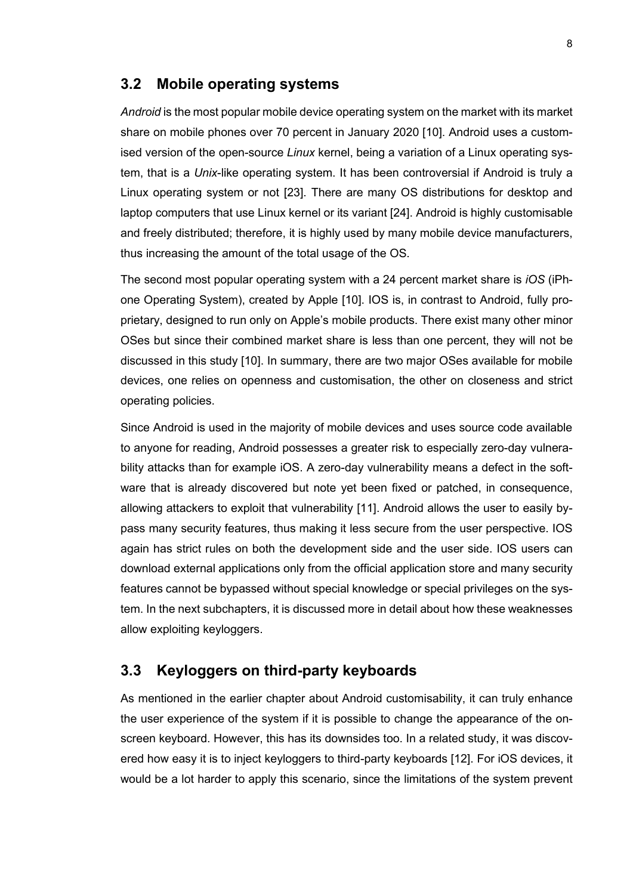## 3.2 Mobile operating systems

*Android* is the most popular mobile device operating system on the market with its market share on mobile phones over 70 percent in January 2020 [10]. Android uses a customised version of the open-source *Linux* kernel, being a variation of a Linux operating system, that is a *Unix*-like operating system. It has been controversial if Android is truly a Linux operating system or not [23]. There are many OS distributions for desktop and laptop computers that use Linux kernel or its variant [24]. Android is highly customisable and freely distributed; therefore, it is highly used by many mobile device manufacturers, thus increasing the amount of the total usage of the OS.

The second most popular operating system with a 24 percent market share is *iOS* (iPhone Operating System), created by Apple [10]. IOS is, in contrast to Android, fully proprietary, designed to run only on Apple's mobile products. There exist many other minor OSes but since their combined market share is less than one percent, they will not be discussed in this study [10]. In summary, there are two major OSes available for mobile devices, one relies on openness and customisation, the other on closeness and strict operating policies.

Since Android is used in the majority of mobile devices and uses source code available to anyone for reading, Android possesses a greater risk to especially zero-day vulnerability attacks than for example iOS. A zero-day vulnerability means a defect in the software that is already discovered but note yet been fixed or patched, in consequence, allowing attackers to exploit that vulnerability [11]. Android allows the user to easily bypass many security features, thus making it less secure from the user perspective. IOS again has strict rules on both the development side and the user side. IOS users can download external applications only from the official application store and many security features cannot be bypassed without special knowledge or special privileges on the system. In the next subchapters, it is discussed more in detail about how these weaknesses allow exploiting keyloggers.

## 3.3 Keyloggers on third-party keyboards

As mentioned in the earlier chapter about Android customisability, it can truly enhance the user experience of the system if it is possible to change the appearance of the on-screen keyboard. However, this has its downsides too. In a related study, it was discovered how easy it is to inject keyloggers to third-party keyboards [12]. For iOS devices, it would be a lot harder to apply this scenario, since the limitations of the system prevent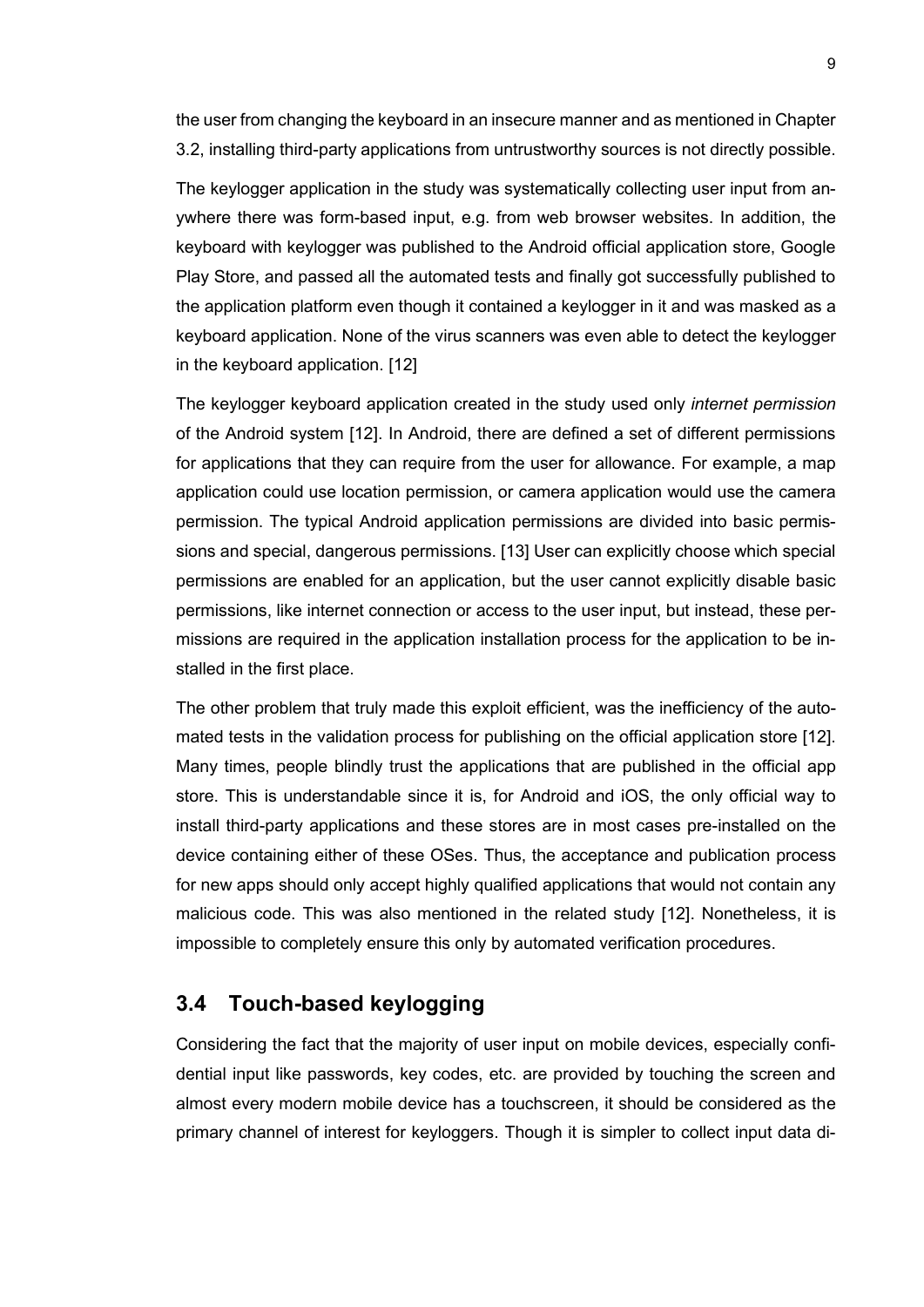the user from changing the keyboard in an insecure manner and as mentioned in Chapter 3.2, installing third-party applications from untrustworthy sources is not directly possible.

The keylogger application in the study was systematically collecting user input from anywhere there was form-based input, e.g. from web browser websites. In addition, the keyboard with keylogger was published to the Android official application store, Google Play Store, and passed all the automated tests and finally got successfully published to the application platform even though it contained a keylogger in it and was masked as a keyboard application. None of the virus scanners was even able to detect the keylogger in the keyboard application. [12]

The keylogger keyboard application created in the study used only *internet permission* of the Android system [12]. In Android, there are defined a set of different permissions for applications that they can require from the user for allowance. For example, a map application could use location permission, or camera application would use the camera permission. The typical Android application permissions are divided into basic permissions and special, dangerous permissions. [13] User can explicitly choose which special permissions are enabled for an application, but the user cannot explicitly disable basic permissions, like internet connection or access to the user input, but instead, these permissions are required in the application installation process for the application to be installed in the first place.

The other problem that truly made this exploit efficient, was the inefficiency of the automated tests in the validation process for publishing on the official application store [12]. Many times, people blindly trust the applications that are published in the official app store. This is understandable since it is, for Android and iOS, the only official way to install third-party applications and these stores are in most cases pre-installed on the device containing either of these OSes. Thus, the acceptance and publication process for new apps should only accept highly qualified applications that would not contain any malicious code. This was also mentioned in the related study [12]. Nonetheless, it is impossible to completely ensure this only by automated verification procedures.

## 3.4 Touch-based keylogging

Considering the fact that the majority of user input on mobile devices, especially confidential input like passwords, key codes, etc. are provided by touching the screen and almost every modern mobile device has a touchscreen, it should be considered as the primary channel of interest for keyloggers. Though it is simpler to collect input data di-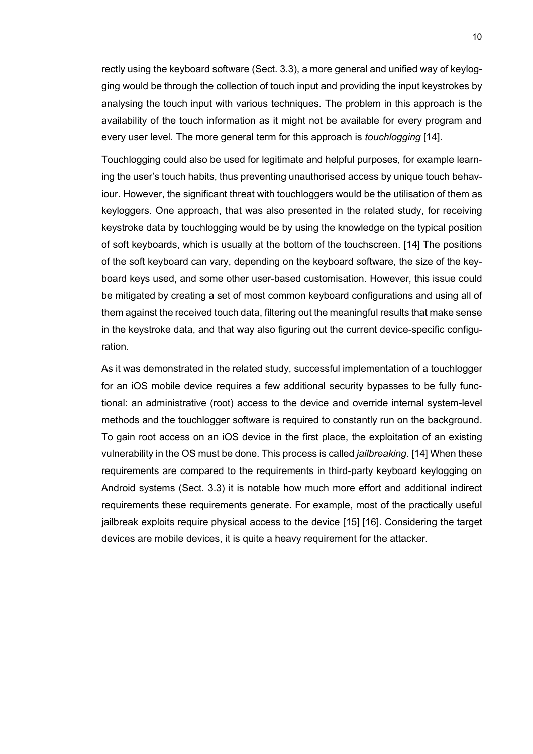rectly using the keyboard software (Sect. 3.3), a more general and unified way of keylogging would be through the collection of touch input and providing the input keystrokes by analysing the touch input with various techniques. The problem in this approach is the availability of the touch information as it might not be available for every program and every user level. The more general term for this approach is *touchlogging* [14].

Touchlogging could also be used for legitimate and helpful purposes, for example learning the user's touch habits, thus preventing unauthorised access by unique touch behaviour. However, the significant threat with touchloggers would be the utilisation of them as keyloggers. One approach, that was also presented in the related study, for receiving keystroke data by touchlogging would be by using the knowledge on the typical position of soft keyboards, which is usually at the bottom of the touchscreen. [14] The positions of the soft keyboard can vary, depending on the keyboard software, the size of the keyboard keys used, and some other user-based customisation. However, this issue could be mitigated by creating a set of most common keyboard configurations and using all of them against the received touch data, filtering out the meaningful results that make sense in the keystroke data, and that way also figuring out the current device-specific configuration.

As it was demonstrated in the related study, successful implementation of a touchlogger for an iOS mobile device requires a few additional security bypasses to be fully functional: an administrative (root) access to the device and override internal system-level methods and the touchlogger software is required to constantly run on the background. To gain root access on an iOS device in the first place, the exploitation of an existing vulnerability in the OS must be done. This process is called *jailbreaking*. [14] When these requirements are compared to the requirements in third-party keyboard keylogging on Android systems (Sect. 3.3) it is notable how much more effort and additional indirect requirements these requirements generate. For example, most of the practically useful jailbreak exploits require physical access to the device [15] [16]. Considering the target devices are mobile devices, it is quite a heavy requirement for the attacker.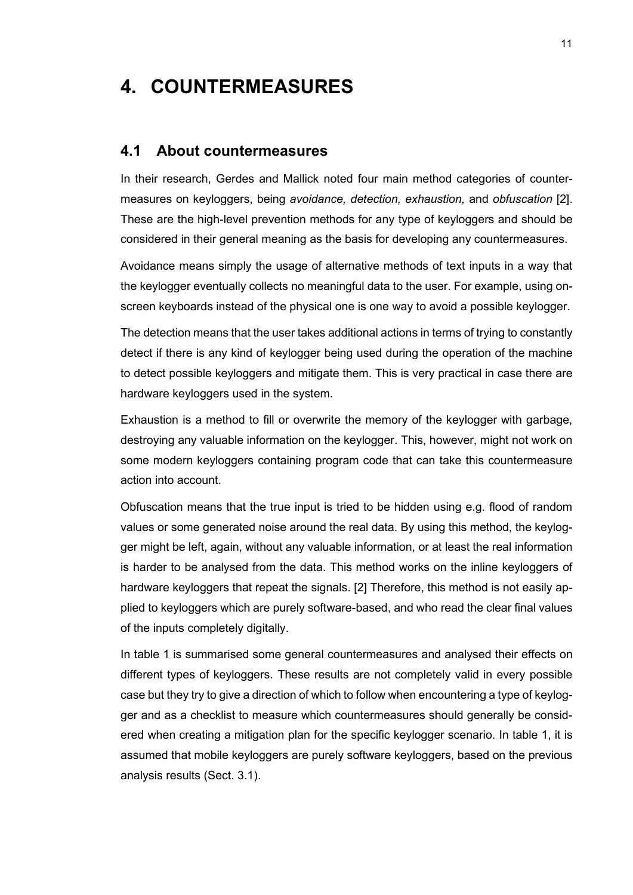# 4. COUNTERMEASURES

## 4.1 About countermeasures

In their research, Gerdes and Mallick noted four main method categories of countermeasures on keyloggers, being *avoidance, detection, exhaustion,* and *obfuscation* [2]. These are the high-level prevention methods for any type of keyloggers and should be considered in their general meaning as the basis for developing any countermeasures.

Avoidance means simply the usage of alternative methods of text inputs in a way that the keylogger eventually collects no meaningful data to the user. For example, using on-screen keyboards instead of the physical one is one way to avoid a possible keylogger.

The detection means that the user takes additional actions in terms of trying to constantly detect if there is any kind of keylogger being used during the operation of the machine to detect possible keyloggers and mitigate them. This is very practical in case there are hardware keyloggers used in the system.

Exhaustion is a method to fill or overwrite the memory of the keylogger with garbage, destroying any valuable information on the keylogger. This, however, might not work on some modern keyloggers containing program code that can take this countermeasure action into account.

Obfuscation means that the true input is tried to be hidden using e.g. flood of random values or some generated noise around the real data. By using this method, the keylogger might be left, again, without any valuable information, or at least the real information is harder to be analysed from the data. This method works on the inline keyloggers of hardware keyloggers that repeat the signals. [2] Therefore, this method is not easily applied to keyloggers which are purely software-based, and who read the clear final values of the inputs completely digitally.

In table 1 is summarised some general countermeasures and analysed their effects on different types of keyloggers. These results are not completely valid in every possible case but they try to give a direction of which to follow when encountering a type of keylogger and as a checklist to measure which countermeasures should generally be considered when creating a mitigation plan for the specific keylogger scenario. In table 1, it is assumed that mobile keyloggers are purely software keyloggers, based on the previous analysis results (Sect. 3.1).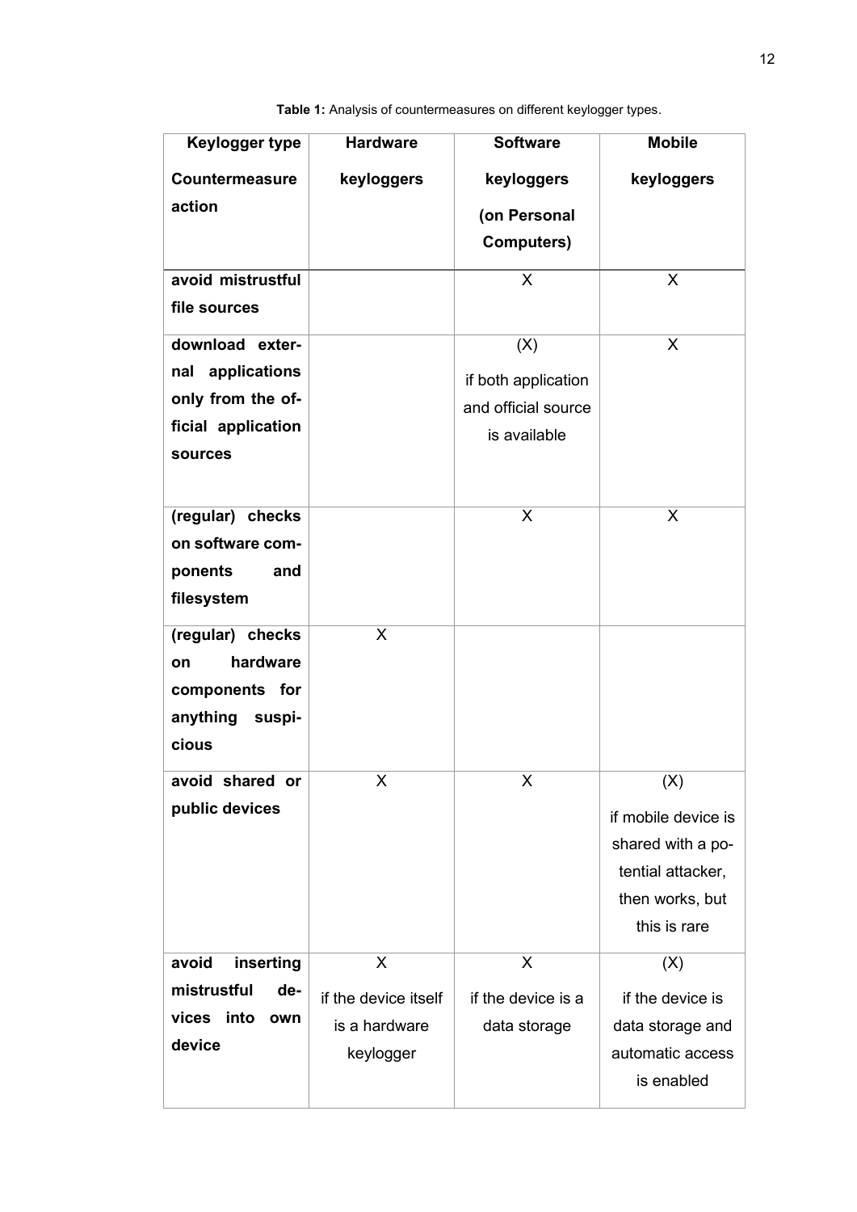**Table 1:** Analysis of countermeasures on different keylogger types.

| Keylogger type<br>Countermeasure action | Hardware keyloggers | Software keyloggers (on Personal Computers) | Mobile keyloggers |
|---|---|---|---|
| **avoid mistrustful file sources** | | X | X |
| **download external applications only from the official application sources** | | (X)<br>if both application and official source is available | X |
| **(regular) checks on software components and filesystem** | | X | X |
| **(regular) checks on hardware components for anything suspicious** | X | | |
| **avoid shared or public devices** | X | X | (X)<br>if mobile device is shared with a potential attacker, then works, but this is rare |
| **avoid inserting mistrustful devices into own device** | X<br>if the device itself is a hardware keylogger | X<br>if the device is a data storage | (X)<br>if the device is data storage and automatic access is enabled |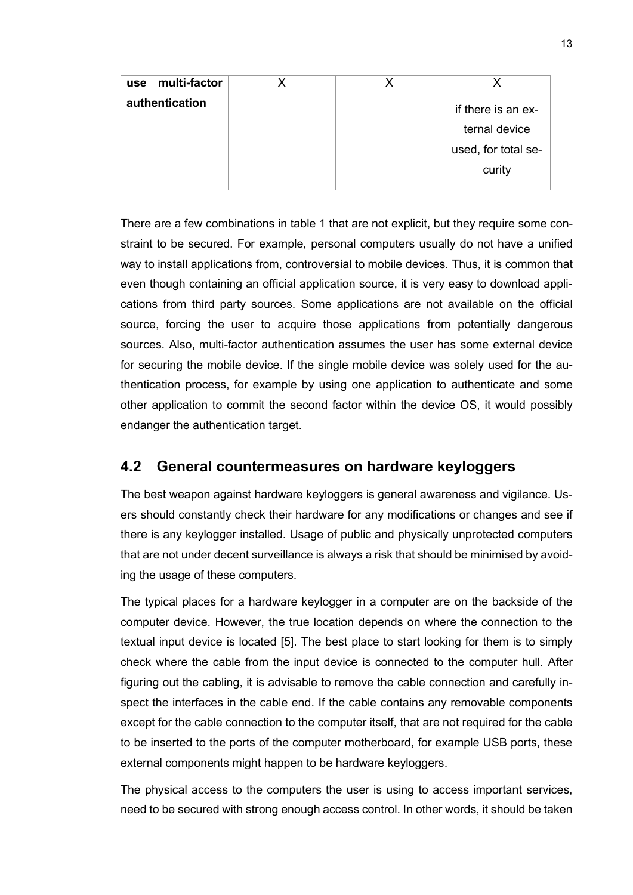| **use multi-factor authentication** | X | X | X<br>if there is an external device used, for total security |
|---|---|---|---|

There are a few combinations in table 1 that are not explicit, but they require some constraint to be secured. For example, personal computers usually do not have a unified way to install applications from, controversial to mobile devices. Thus, it is common that even though containing an official application source, it is very easy to download applications from third party sources. Some applications are not available on the official source, forcing the user to acquire those applications from potentially dangerous sources. Also, multi-factor authentication assumes the user has some external device for securing the mobile device. If the single mobile device was solely used for the authentication process, for example by using one application to authenticate and some other application to commit the second factor within the device OS, it would possibly endanger the authentication target.

## 4.2 General countermeasures on hardware keyloggers

The best weapon against hardware keyloggers is general awareness and vigilance. Users should constantly check their hardware for any modifications or changes and see if there is any keylogger installed. Usage of public and physically unprotected computers that are not under decent surveillance is always a risk that should be minimised by avoiding the usage of these computers.

The typical places for a hardware keylogger in a computer are on the backside of the computer device. However, the true location depends on where the connection to the textual input device is located [5]. The best place to start looking for them is to simply check where the cable from the input device is connected to the computer hull. After figuring out the cabling, it is advisable to remove the cable connection and carefully inspect the interfaces in the cable end. If the cable contains any removable components except for the cable connection to the computer itself, that are not required for the cable to be inserted to the ports of the computer motherboard, for example USB ports, these external components might happen to be hardware keyloggers.

The physical access to the computers the user is using to access important services, need to be secured with strong enough access control. In other words, it should be taken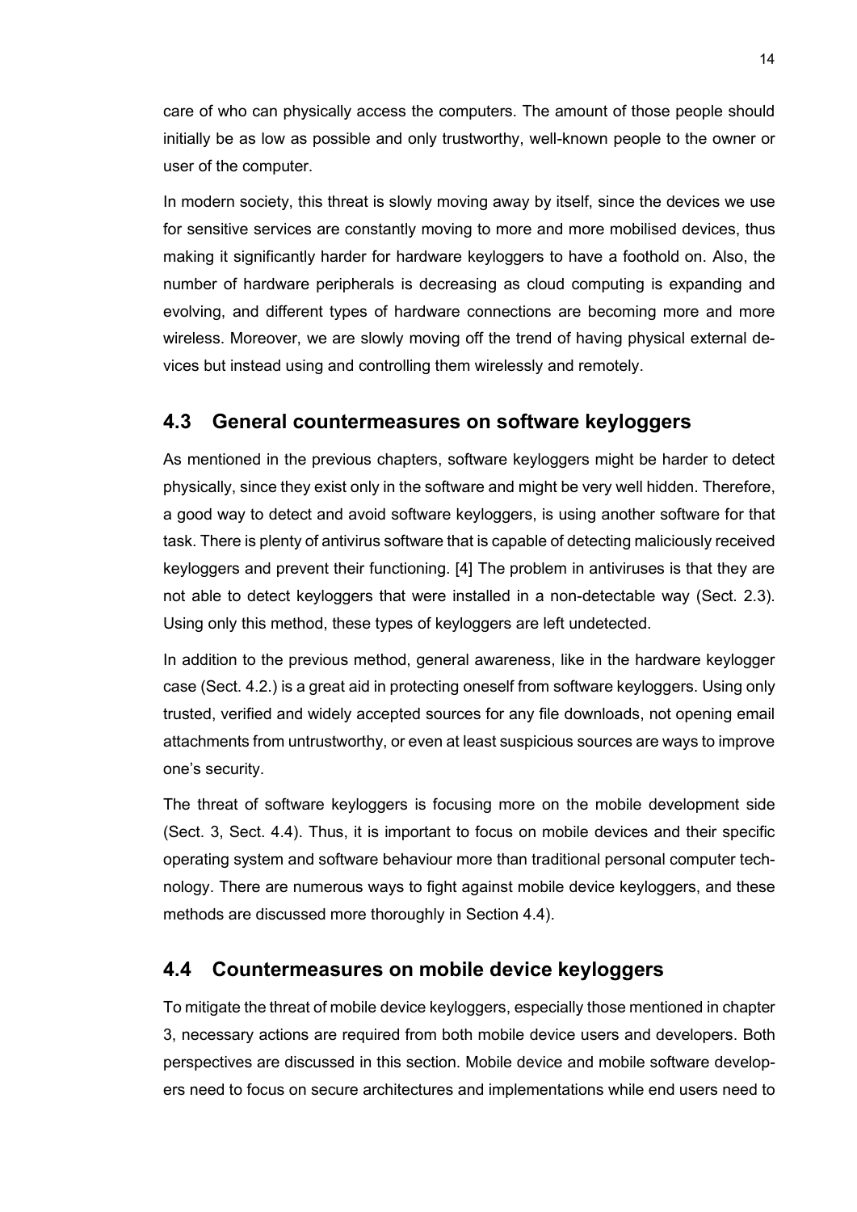care of who can physically access the computers. The amount of those people should initially be as low as possible and only trustworthy, well-known people to the owner or user of the computer.

In modern society, this threat is slowly moving away by itself, since the devices we use for sensitive services are constantly moving to more and more mobilised devices, thus making it significantly harder for hardware keyloggers to have a foothold on. Also, the number of hardware peripherals is decreasing as cloud computing is expanding and evolving, and different types of hardware connections are becoming more and more wireless. Moreover, we are slowly moving off the trend of having physical external devices but instead using and controlling them wirelessly and remotely.

## 4.3 General countermeasures on software keyloggers

As mentioned in the previous chapters, software keyloggers might be harder to detect physically, since they exist only in the software and might be very well hidden. Therefore, a good way to detect and avoid software keyloggers, is using another software for that task. There is plenty of antivirus software that is capable of detecting maliciously received keyloggers and prevent their functioning. [4] The problem in antiviruses is that they are not able to detect keyloggers that were installed in a non-detectable way (Sect. 2.3). Using only this method, these types of keyloggers are left undetected.

In addition to the previous method, general awareness, like in the hardware keylogger case (Sect. 4.2.) is a great aid in protecting oneself from software keyloggers. Using only trusted, verified and widely accepted sources for any file downloads, not opening email attachments from untrustworthy, or even at least suspicious sources are ways to improve one's security.

The threat of software keyloggers is focusing more on the mobile development side (Sect. 3, Sect. 4.4). Thus, it is important to focus on mobile devices and their specific operating system and software behaviour more than traditional personal computer technology. There are numerous ways to fight against mobile device keyloggers, and these methods are discussed more thoroughly in Section 4.4).

## 4.4 Countermeasures on mobile device keyloggers

To mitigate the threat of mobile device keyloggers, especially those mentioned in chapter 3, necessary actions are required from both mobile device users and developers. Both perspectives are discussed in this section. Mobile device and mobile software developers need to focus on secure architectures and implementations while end users need to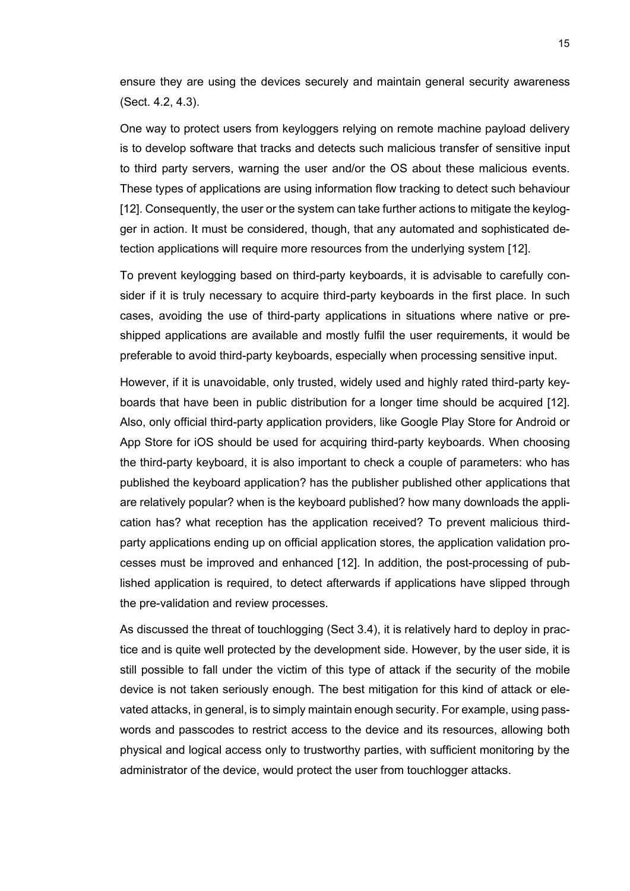ensure they are using the devices securely and maintain general security awareness (Sect. 4.2, 4.3).

One way to protect users from keyloggers relying on remote machine payload delivery is to develop software that tracks and detects such malicious transfer of sensitive input to third party servers, warning the user and/or the OS about these malicious events. These types of applications are using information flow tracking to detect such behaviour [12]. Consequently, the user or the system can take further actions to mitigate the keylogger in action. It must be considered, though, that any automated and sophisticated detection applications will require more resources from the underlying system [12].

To prevent keylogging based on third-party keyboards, it is advisable to carefully consider if it is truly necessary to acquire third-party keyboards in the first place. In such cases, avoiding the use of third-party applications in situations where native or pre-shipped applications are available and mostly fulfil the user requirements, it would be preferable to avoid third-party keyboards, especially when processing sensitive input.

However, if it is unavoidable, only trusted, widely used and highly rated third-party keyboards that have been in public distribution for a longer time should be acquired [12]. Also, only official third-party application providers, like Google Play Store for Android or App Store for iOS should be used for acquiring third-party keyboards. When choosing the third-party keyboard, it is also important to check a couple of parameters: who has published the keyboard application? has the publisher published other applications that are relatively popular? when is the keyboard published? how many downloads the application has? what reception has the application received? To prevent malicious third-party applications ending up on official application stores, the application validation processes must be improved and enhanced [12]. In addition, the post-processing of published application is required, to detect afterwards if applications have slipped through the pre-validation and review processes.

As discussed the threat of touchlogging (Sect 3.4), it is relatively hard to deploy in practice and is quite well protected by the development side. However, by the user side, it is still possible to fall under the victim of this type of attack if the security of the mobile device is not taken seriously enough. The best mitigation for this kind of attack or elevated attacks, in general, is to simply maintain enough security. For example, using passwords and passcodes to restrict access to the device and its resources, allowing both physical and logical access only to trustworthy parties, with sufficient monitoring by the administrator of the device, would protect the user from touchlogger attacks.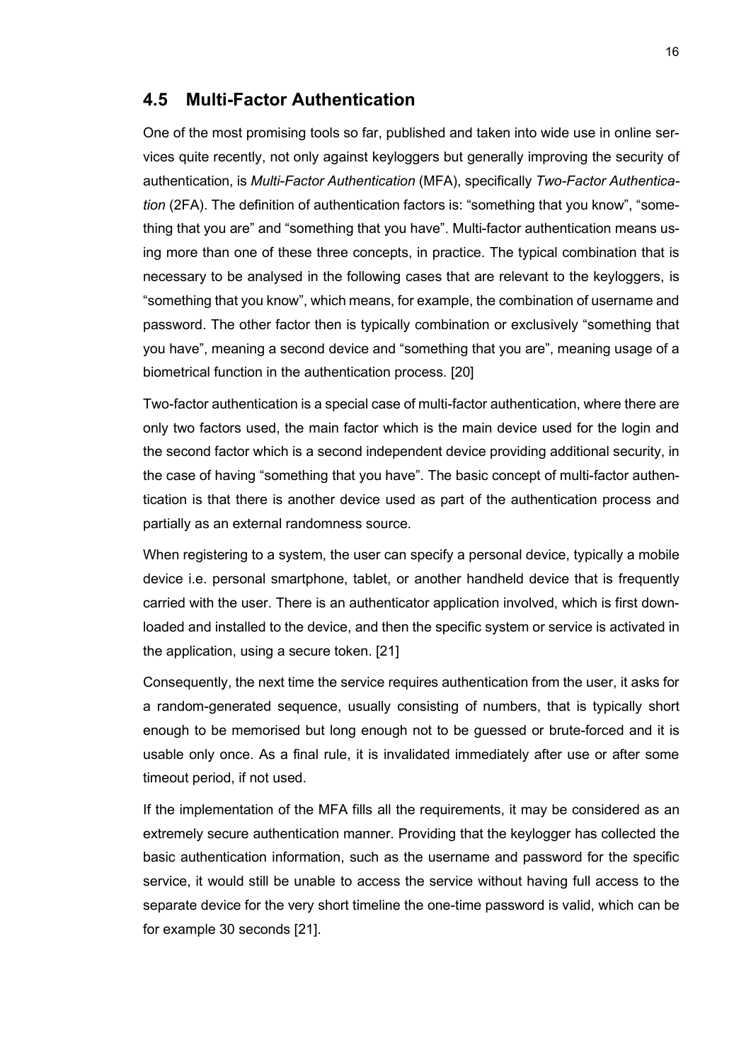## 4.5 Multi-Factor Authentication

One of the most promising tools so far, published and taken into wide use in online services quite recently, not only against keyloggers but generally improving the security of authentication, is *Multi-Factor Authentication* (MFA), specifically *Two-Factor Authentication* (2FA). The definition of authentication factors is: "something that you know", "something that you are" and "something that you have". Multi-factor authentication means using more than one of these three concepts, in practice. The typical combination that is necessary to be analysed in the following cases that are relevant to the keyloggers, is "something that you know", which means, for example, the combination of username and password. The other factor then is typically combination or exclusively "something that you have", meaning a second device and "something that you are", meaning usage of a biometrical function in the authentication process. [20]

Two-factor authentication is a special case of multi-factor authentication, where there are only two factors used, the main factor which is the main device used for the login and the second factor which is a second independent device providing additional security, in the case of having "something that you have". The basic concept of multi-factor authentication is that there is another device used as part of the authentication process and partially as an external randomness source.

When registering to a system, the user can specify a personal device, typically a mobile device i.e. personal smartphone, tablet, or another handheld device that is frequently carried with the user. There is an authenticator application involved, which is first downloaded and installed to the device, and then the specific system or service is activated in the application, using a secure token. [21]

Consequently, the next time the service requires authentication from the user, it asks for a random-generated sequence, usually consisting of numbers, that is typically short enough to be memorised but long enough not to be guessed or brute-forced and it is usable only once. As a final rule, it is invalidated immediately after use or after some timeout period, if not used.

If the implementation of the MFA fills all the requirements, it may be considered as an extremely secure authentication manner. Providing that the keylogger has collected the basic authentication information, such as the username and password for the specific service, it would still be unable to access the service without having full access to the separate device for the very short timeline the one-time password is valid, which can be for example 30 seconds [21].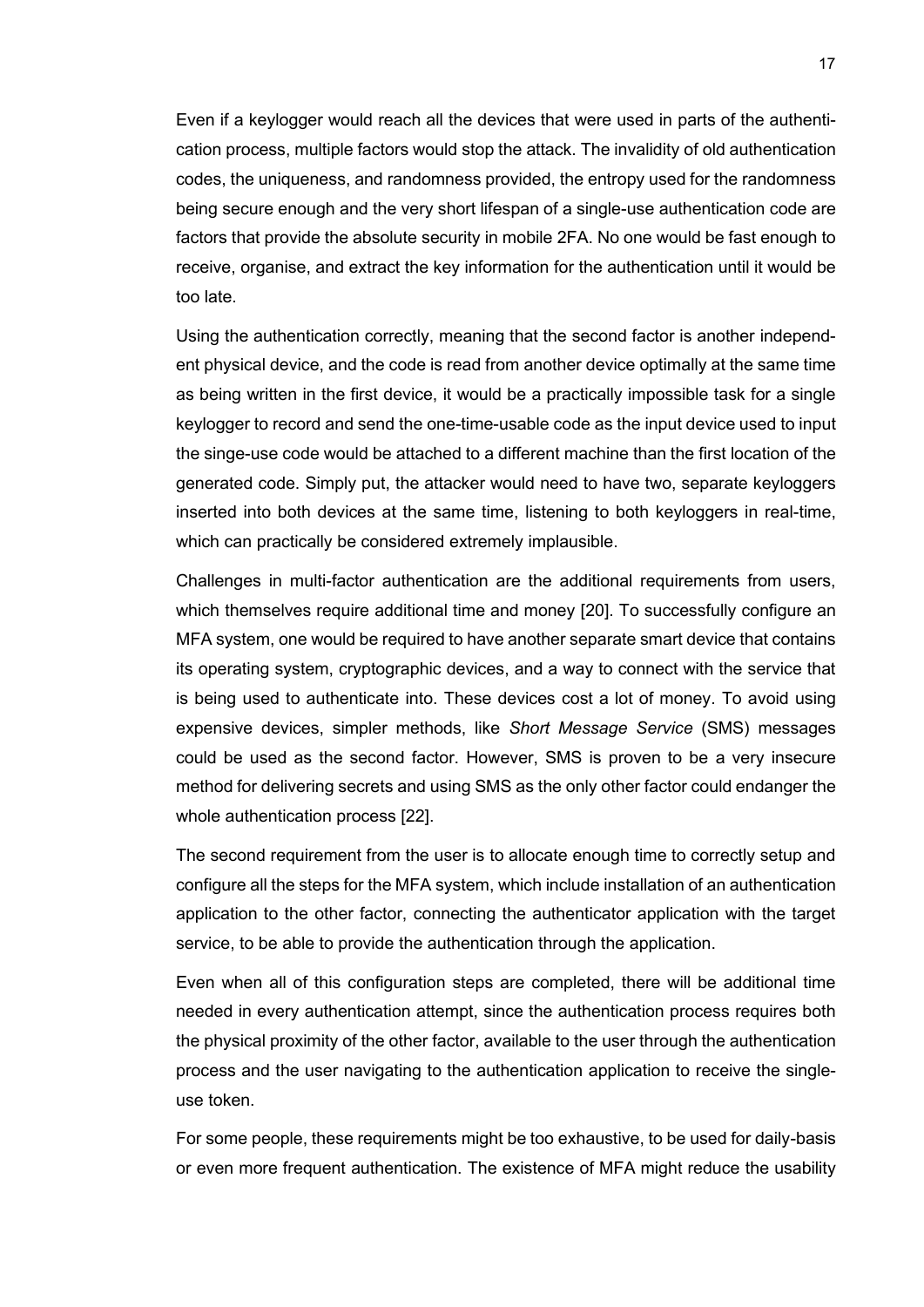Even if a keylogger would reach all the devices that were used in parts of the authentication process, multiple factors would stop the attack. The invalidity of old authentication codes, the uniqueness, and randomness provided, the entropy used for the randomness being secure enough and the very short lifespan of a single-use authentication code are factors that provide the absolute security in mobile 2FA. No one would be fast enough to receive, organise, and extract the key information for the authentication until it would be too late.

Using the authentication correctly, meaning that the second factor is another independent physical device, and the code is read from another device optimally at the same time as being written in the first device, it would be a practically impossible task for a single keylogger to record and send the one-time-usable code as the input device used to input the singe-use code would be attached to a different machine than the first location of the generated code. Simply put, the attacker would need to have two, separate keyloggers inserted into both devices at the same time, listening to both keyloggers in real-time, which can practically be considered extremely implausible.

Challenges in multi-factor authentication are the additional requirements from users, which themselves require additional time and money [20]. To successfully configure an MFA system, one would be required to have another separate smart device that contains its operating system, cryptographic devices, and a way to connect with the service that is being used to authenticate into. These devices cost a lot of money. To avoid using expensive devices, simpler methods, like *Short Message Service* (SMS) messages could be used as the second factor. However, SMS is proven to be a very insecure method for delivering secrets and using SMS as the only other factor could endanger the whole authentication process [22].

The second requirement from the user is to allocate enough time to correctly setup and configure all the steps for the MFA system, which include installation of an authentication application to the other factor, connecting the authenticator application with the target service, to be able to provide the authentication through the application.

Even when all of this configuration steps are completed, there will be additional time needed in every authentication attempt, since the authentication process requires both the physical proximity of the other factor, available to the user through the authentication process and the user navigating to the authentication application to receive the single-use token.

For some people, these requirements might be too exhaustive, to be used for daily-basis or even more frequent authentication. The existence of MFA might reduce the usability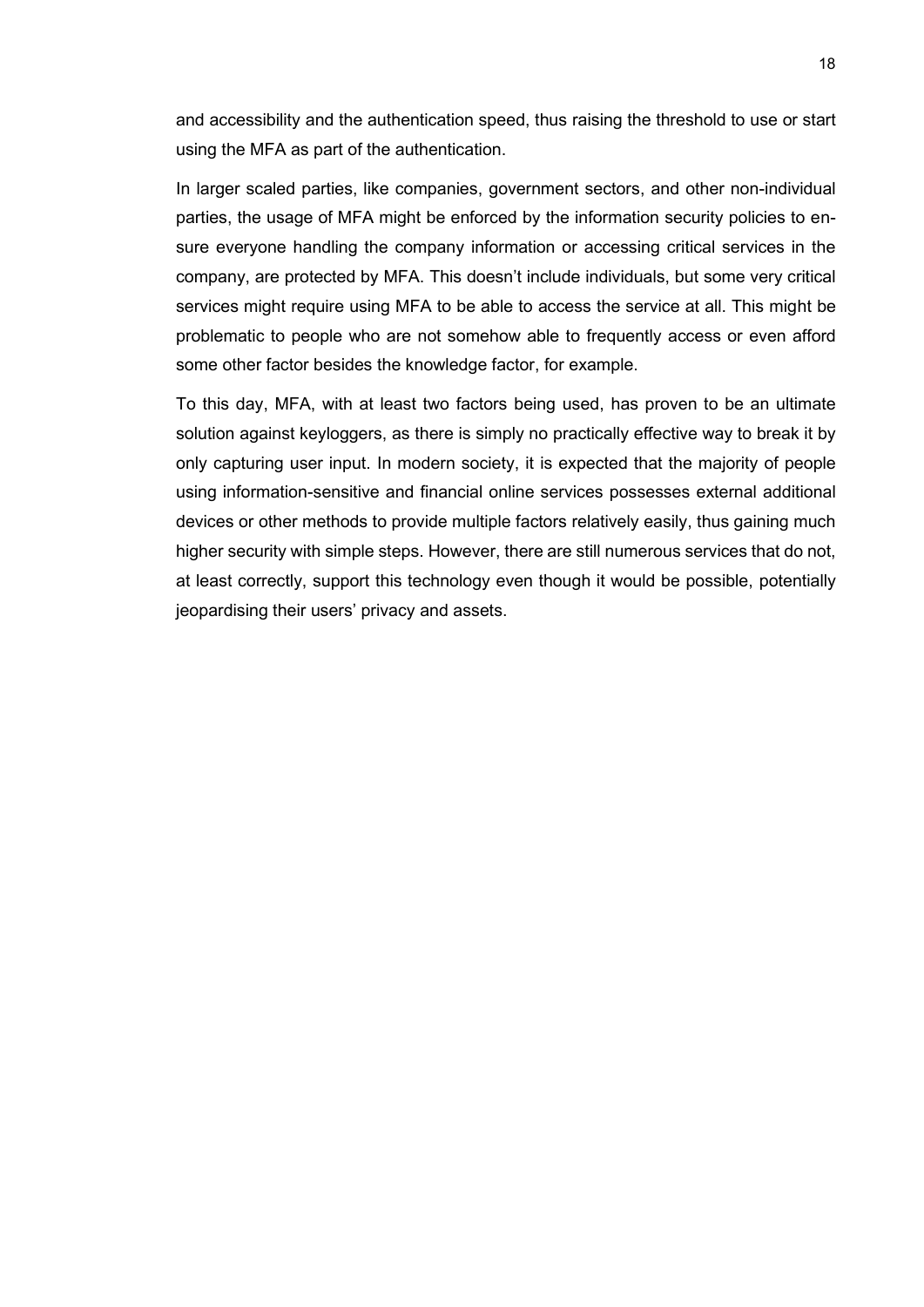and accessibility and the authentication speed, thus raising the threshold to use or start using the MFA as part of the authentication.

In larger scaled parties, like companies, government sectors, and other non-individual parties, the usage of MFA might be enforced by the information security policies to ensure everyone handling the company information or accessing critical services in the company, are protected by MFA. This doesn't include individuals, but some very critical services might require using MFA to be able to access the service at all. This might be problematic to people who are not somehow able to frequently access or even afford some other factor besides the knowledge factor, for example.

To this day, MFA, with at least two factors being used, has proven to be an ultimate solution against keyloggers, as there is simply no practically effective way to break it by only capturing user input. In modern society, it is expected that the majority of people using information-sensitive and financial online services possesses external additional devices or other methods to provide multiple factors relatively easily, thus gaining much higher security with simple steps. However, there are still numerous services that do not, at least correctly, support this technology even though it would be possible, potentially jeopardising their users' privacy and assets.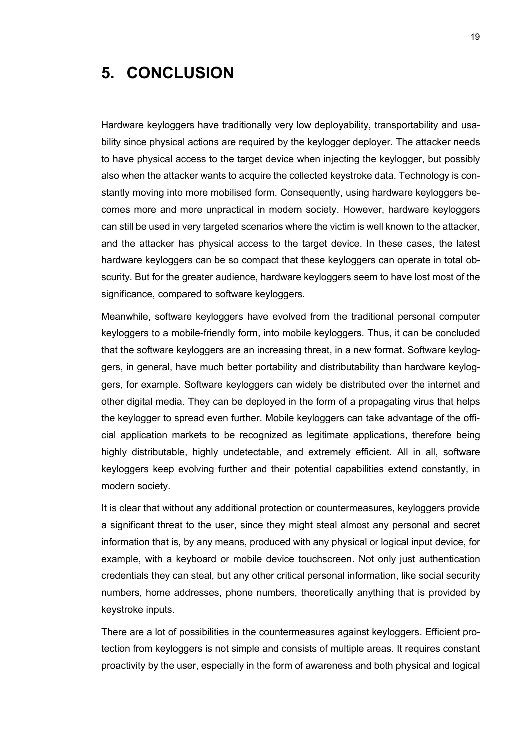# 5. CONCLUSION

Hardware keyloggers have traditionally very low deployability, transportability and usability since physical actions are required by the keylogger deployer. The attacker needs to have physical access to the target device when injecting the keylogger, but possibly also when the attacker wants to acquire the collected keystroke data. Technology is constantly moving into more mobilised form. Consequently, using hardware keyloggers becomes more and more unpractical in modern society. However, hardware keyloggers can still be used in very targeted scenarios where the victim is well known to the attacker, and the attacker has physical access to the target device. In these cases, the latest hardware keyloggers can be so compact that these keyloggers can operate in total obscurity. But for the greater audience, hardware keyloggers seem to have lost most of the significance, compared to software keyloggers.

Meanwhile, software keyloggers have evolved from the traditional personal computer keyloggers to a mobile-friendly form, into mobile keyloggers. Thus, it can be concluded that the software keyloggers are an increasing threat, in a new format. Software keyloggers, in general, have much better portability and distributability than hardware keyloggers, for example. Software keyloggers can widely be distributed over the internet and other digital media. They can be deployed in the form of a propagating virus that helps the keylogger to spread even further. Mobile keyloggers can take advantage of the official application markets to be recognized as legitimate applications, therefore being highly distributable, highly undetectable, and extremely efficient. All in all, software keyloggers keep evolving further and their potential capabilities extend constantly, in modern society.

It is clear that without any additional protection or countermeasures, keyloggers provide a significant threat to the user, since they might steal almost any personal and secret information that is, by any means, produced with any physical or logical input device, for example, with a keyboard or mobile device touchscreen. Not only just authentication credentials they can steal, but any other critical personal information, like social security numbers, home addresses, phone numbers, theoretically anything that is provided by keystroke inputs.

There are a lot of possibilities in the countermeasures against keyloggers. Efficient protection from keyloggers is not simple and consists of multiple areas. It requires constant proactivity by the user, especially in the form of awareness and both physical and logical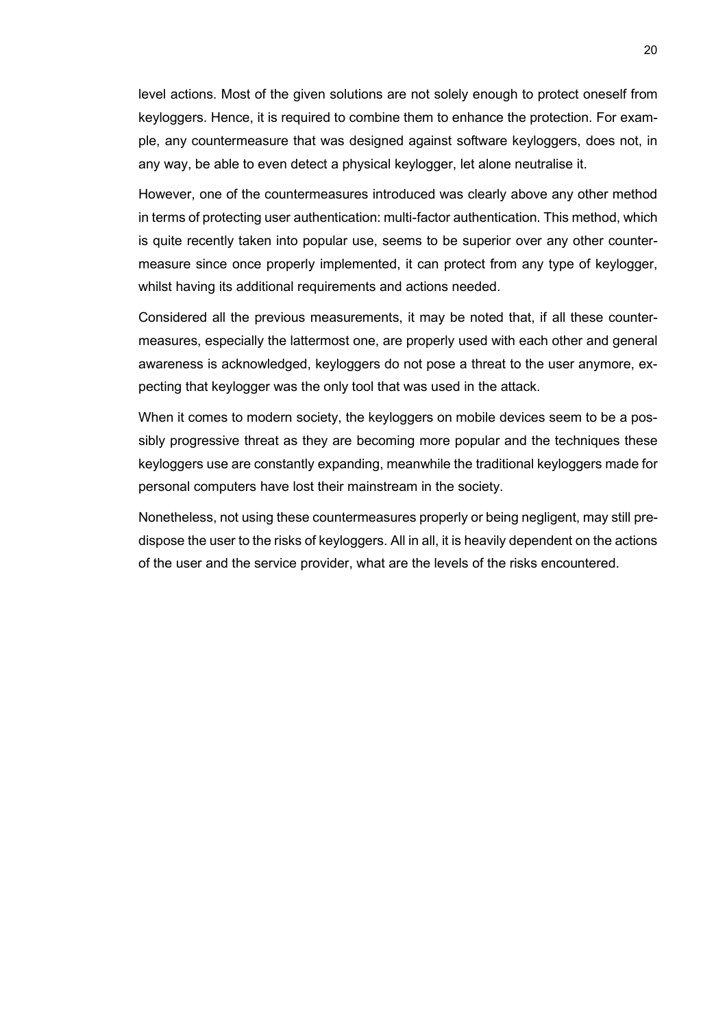level actions. Most of the given solutions are not solely enough to protect oneself from keyloggers. Hence, it is required to combine them to enhance the protection. For example, any countermeasure that was designed against software keyloggers, does not, in any way, be able to even detect a physical keylogger, let alone neutralise it.

However, one of the countermeasures introduced was clearly above any other method in terms of protecting user authentication: multi-factor authentication. This method, which is quite recently taken into popular use, seems to be superior over any other countermeasure since once properly implemented, it can protect from any type of keylogger, whilst having its additional requirements and actions needed.

Considered all the previous measurements, it may be noted that, if all these countermeasures, especially the lattermost one, are properly used with each other and general awareness is acknowledged, keyloggers do not pose a threat to the user anymore, expecting that keylogger was the only tool that was used in the attack.

When it comes to modern society, the keyloggers on mobile devices seem to be a possibly progressive threat as they are becoming more popular and the techniques these keyloggers use are constantly expanding, meanwhile the traditional keyloggers made for personal computers have lost their mainstream in the society.

Nonetheless, not using these countermeasures properly or being negligent, may still predispose the user to the risks of keyloggers. All in all, it is heavily dependent on the actions of the user and the service provider, what are the levels of the risks encountered.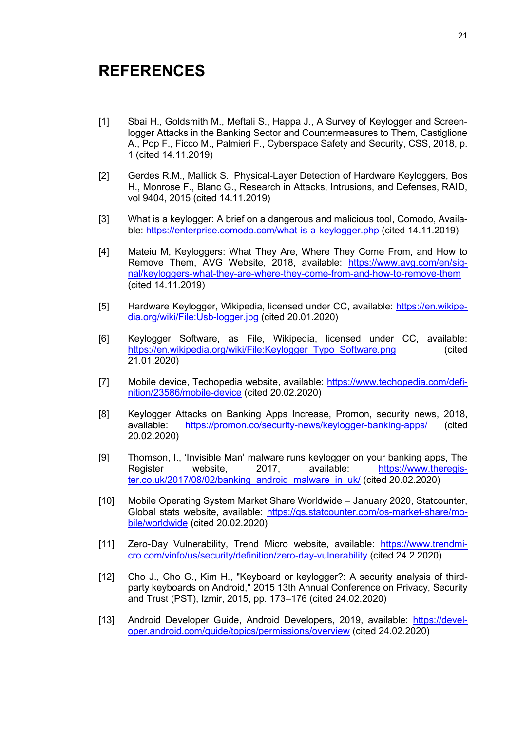# REFERENCES

[1] Sbai H., Goldsmith M., Meftali S., Happa J., A Survey of Keylogger and Screenlogger Attacks in the Banking Sector and Countermeasures to Them, Castiglione A., Pop F., Ficco M., Palmieri F., Cyberspace Safety and Security, CSS, 2018, p. 1 (cited 14.11.2019)

[2] Gerdes R.M., Mallick S., Physical-Layer Detection of Hardware Keyloggers, Bos H., Monrose F., Blanc G., Research in Attacks, Intrusions, and Defenses, RAID, vol 9404, 2015 (cited 14.11.2019)

[3] What is a keylogger: A brief on a dangerous and malicious tool, Comodo, Available: https://enterprise.comodo.com/what-is-a-keylogger.php (cited 14.11.2019)

[4] Mateiu M, Keyloggers: What They Are, Where They Come From, and How to Remove Them, AVG Website, 2018, available: https://www.avg.com/en/signal/keyloggers-what-they-are-where-they-come-from-and-how-to-remove-them (cited 14.11.2019)

[5] Hardware Keylogger, Wikipedia, licensed under CC, available: https://en.wikipedia.org/wiki/File:Usb-logger.jpg (cited 20.01.2020)

[6] Keylogger Software, as File, Wikipedia, licensed under CC, available: https://en.wikipedia.org/wiki/File:Keylogger_Typo_Software.png (cited 21.01.2020)

[7] Mobile device, Techopedia website, available: https://www.techopedia.com/definition/23586/mobile-device (cited 20.02.2020)

[8] Keylogger Attacks on Banking Apps Increase, Promon, security news, 2018, available: https://promon.co/security-news/keylogger-banking-apps/ (cited 20.02.2020)

[9] Thomson, I., 'Invisible Man' malware runs keylogger on your banking apps, The Register website, 2017, available: https://www.theregister.co.uk/2017/08/02/banking_android_malware_in_uk/ (cited 20.02.2020)

[10] Mobile Operating System Market Share Worldwide – January 2020, Statcounter, Global stats website, available: https://gs.statcounter.com/os-market-share/mobile/worldwide (cited 20.02.2020)

[11] Zero-Day Vulnerability, Trend Micro website, available: https://www.trendmicro.com/vinfo/us/security/definition/zero-day-vulnerability (cited 24.2.2020)

[12] Cho J., Cho G., Kim H., "Keyboard or keylogger?: A security analysis of third-party keyboards on Android," 2015 13th Annual Conference on Privacy, Security and Trust (PST), Izmir, 2015, pp. 173–176 (cited 24.02.2020)

[13] Android Developer Guide, Android Developers, 2019, available: https://developer.android.com/guide/topics/permissions/overview (cited 24.02.2020)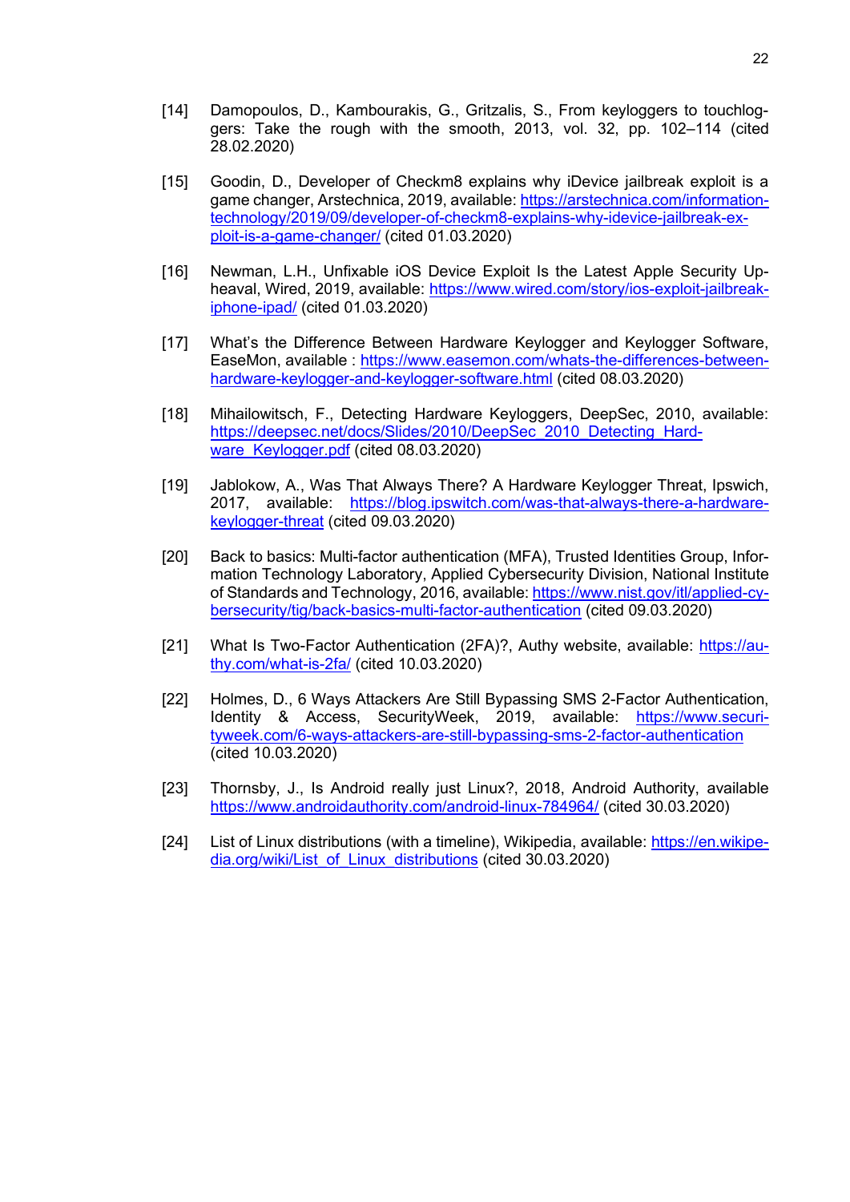[14] Damopoulos, D., Kambourakis, G., Gritzalis, S., From keyloggers to touchloggers: Take the rough with the smooth, 2013, vol. 32, pp. 102–114 (cited 28.02.2020)

[15] Goodin, D., Developer of Checkm8 explains why iDevice jailbreak exploit is a game changer, Arstechnica, 2019, available: https://arstechnica.com/information-technology/2019/09/developer-of-checkm8-explains-why-idevice-jailbreak-exploit-is-a-game-changer/ (cited 01.03.2020)

[16] Newman, L.H., Unfixable iOS Device Exploit Is the Latest Apple Security Upheaval, Wired, 2019, available: https://www.wired.com/story/ios-exploit-jailbreak-iphone-ipad/ (cited 01.03.2020)

[17] What's the Difference Between Hardware Keylogger and Keylogger Software, EaseMon, available : https://www.easemon.com/whats-the-differences-between-hardware-keylogger-and-keylogger-software.html (cited 08.03.2020)

[18] Mihailowitsch, F., Detecting Hardware Keyloggers, DeepSec, 2010, available: https://deepsec.net/docs/Slides/2010/DeepSec_2010_Detecting_Hardware_Keylogger.pdf (cited 08.03.2020)

[19] Jablokow, A., Was That Always There? A Hardware Keylogger Threat, Ipswich, 2017, available: https://blog.ipswitch.com/was-that-always-there-a-hardware-keylogger-threat (cited 09.03.2020)

[20] Back to basics: Multi-factor authentication (MFA), Trusted Identities Group, Information Technology Laboratory, Applied Cybersecurity Division, National Institute of Standards and Technology, 2016, available: https://www.nist.gov/itl/applied-cybersecurity/tig/back-basics-multi-factor-authentication (cited 09.03.2020)

[21] What Is Two-Factor Authentication (2FA)?, Authy website, available: https://authy.com/what-is-2fa/ (cited 10.03.2020)

[22] Holmes, D., 6 Ways Attackers Are Still Bypassing SMS 2-Factor Authentication, Identity & Access, SecurityWeek, 2019, available: https://www.securityweek.com/6-ways-attackers-are-still-bypassing-sms-2-factor-authentication (cited 10.03.2020)

[23] Thornsby, J., Is Android really just Linux?, 2018, Android Authority, available https://www.androidauthority.com/android-linux-784964/ (cited 30.03.2020)

[24] List of Linux distributions (with a timeline), Wikipedia, available: https://en.wikipedia.org/wiki/List_of_Linux_distributions (cited 30.03.2020)